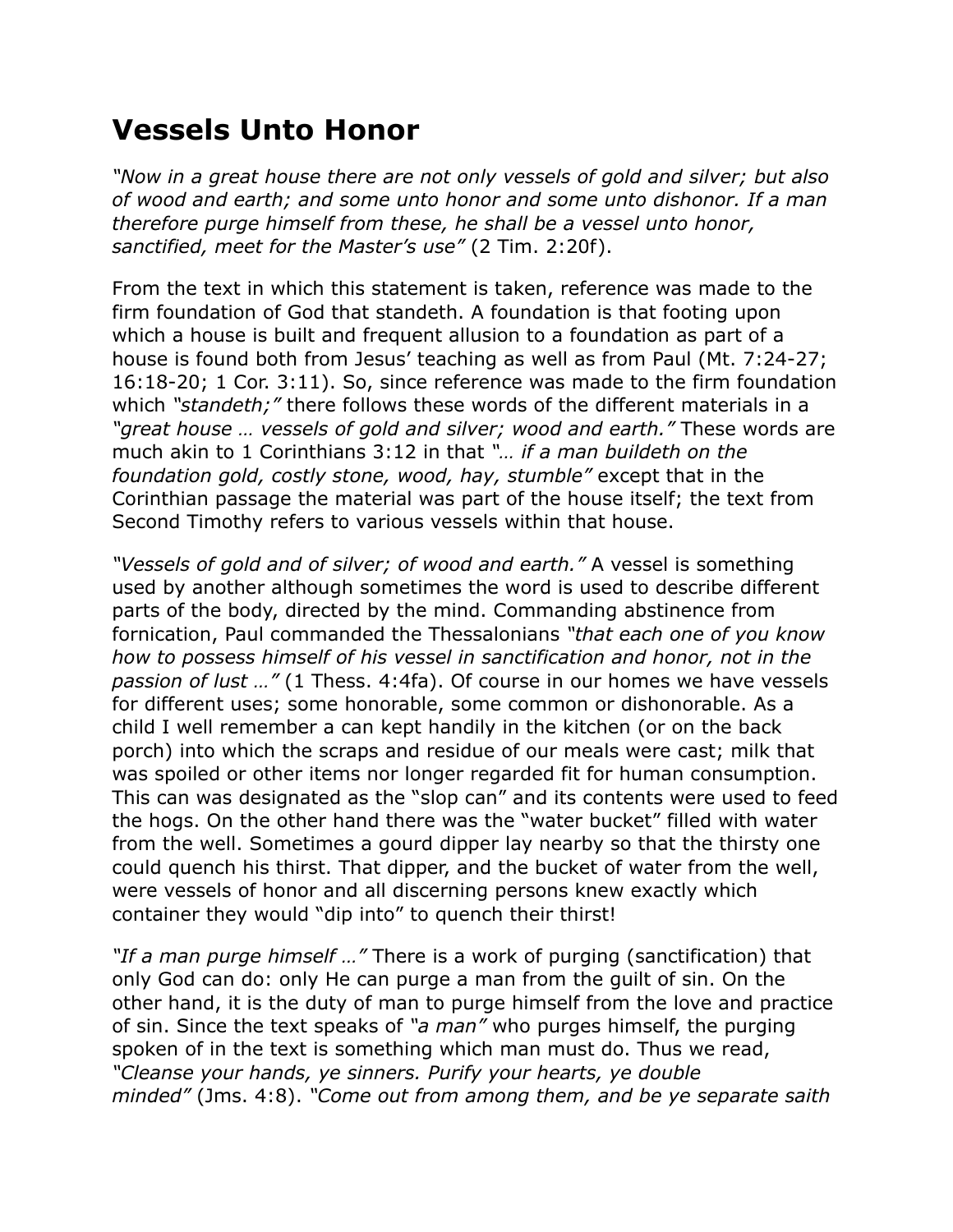# Vessels Unto Honor

*"Now in a great house there are not only vessels of gold and silver; but also of wood and earth; and some unto honor and some unto dishonor. If a man therefore purge himself from these, he shall be a vessel unto honor, sanctified, meet for the Master's use"* (2 Tim. 2:20f).

From the text in which this statement is taken, reference was made to the firm foundation of God that standeth. A foundation is that footing upon which a house is built and frequent allusion to a foundation as part of a house is found both from Jesus' teaching as well as from Paul (Mt. 7:24-27; 16:18-20; 1 Cor. 3:11). So, since reference was made to the firm foundation which *"standeth;"* there follows these words of the different materials in a *"great house … vessels of gold and silver; wood and earth."* These words are much akin to 1 Corinthians 3:12 in that *"… if a man buildeth on the foundation gold, costly stone, wood, hay, stumble"* except that in the Corinthian passage the material was part of the house itself; the text from Second Timothy refers to various vessels within that house.

*"Vessels of gold and of silver; of wood and earth."* A vessel is something used by another although sometimes the word is used to describe different parts of the body, directed by the mind. Commanding abstinence from fornication, Paul commanded the Thessalonians *"that each one of you know how to possess himself of his vessel in sanctification and honor, not in the passion of lust …"* (1 Thess. 4:4fa). Of course in our homes we have vessels for different uses; some honorable, some common or dishonorable. As a child I well remember a can kept handily in the kitchen (or on the back porch) into which the scraps and residue of our meals were cast; milk that was spoiled or other items nor longer regarded fit for human consumption. This can was designated as the "slop can" and its contents were used to feed the hogs. On the other hand there was the "water bucket" filled with water from the well. Sometimes a gourd dipper lay nearby so that the thirsty one could quench his thirst. That dipper, and the bucket of water from the well, were vessels of honor and all discerning persons knew exactly which container they would "dip into" to quench their thirst!

*"If a man purge himself …"* There is a work of purging (sanctification) that only God can do: only He can purge a man from the guilt of sin. On the other hand, it is the duty of man to purge himself from the love and practice of sin. Since the text speaks of *"a man"* who purges himself, the purging spoken of in the text is something which man must do. Thus we read, *"Cleanse your hands, ye sinners. Purify your hearts, ye double minded"* (Jms. 4:8). *"Come out from among them, and be ye separate saith*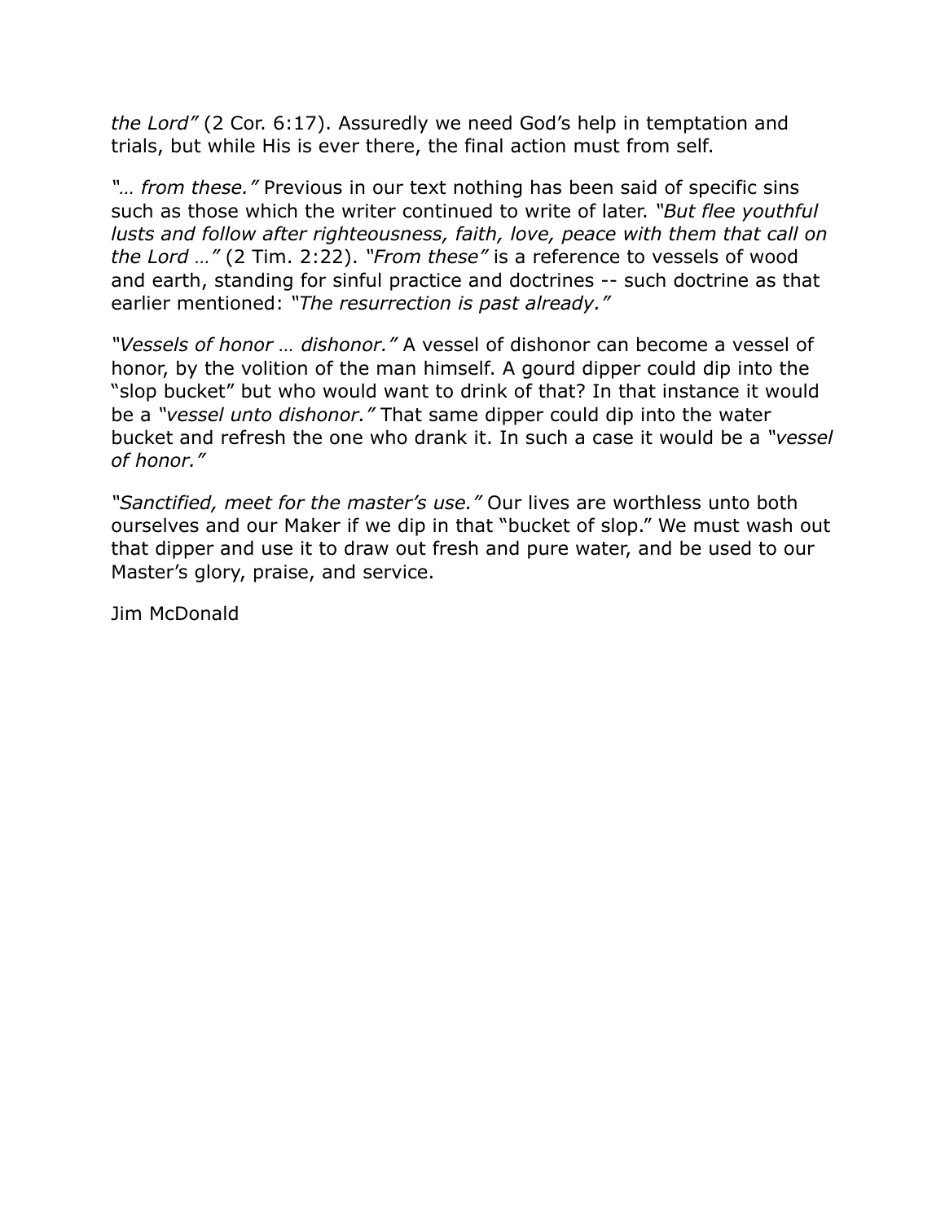*the Lord"* (2 Cor. 6:17). Assuredly we need God's help in temptation and trials, but while His is ever there, the final action must from self.

*"… from these."* Previous in our text nothing has been said of specific sins such as those which the writer continued to write of later. *"But flee youthful lusts and follow after righteousness, faith, love, peace with them that call on the Lord …"* (2 Tim. 2:22). *"From these"* is a reference to vessels of wood and earth, standing for sinful practice and doctrines -- such doctrine as that earlier mentioned: *"The resurrection is past already."*

*"Vessels of honor … dishonor."* A vessel of dishonor can become a vessel of honor, by the volition of the man himself. A gourd dipper could dip into the "slop bucket" but who would want to drink of that? In that instance it would be a *"vessel unto dishonor."* That same dipper could dip into the water bucket and refresh the one who drank it. In such a case it would be a *"vessel of honor."*

*"Sanctified, meet for the master's use."* Our lives are worthless unto both ourselves and our Maker if we dip in that "bucket of slop." We must wash out that dipper and use it to draw out fresh and pure water, and be used to our Master's glory, praise, and service.

Jim McDonald